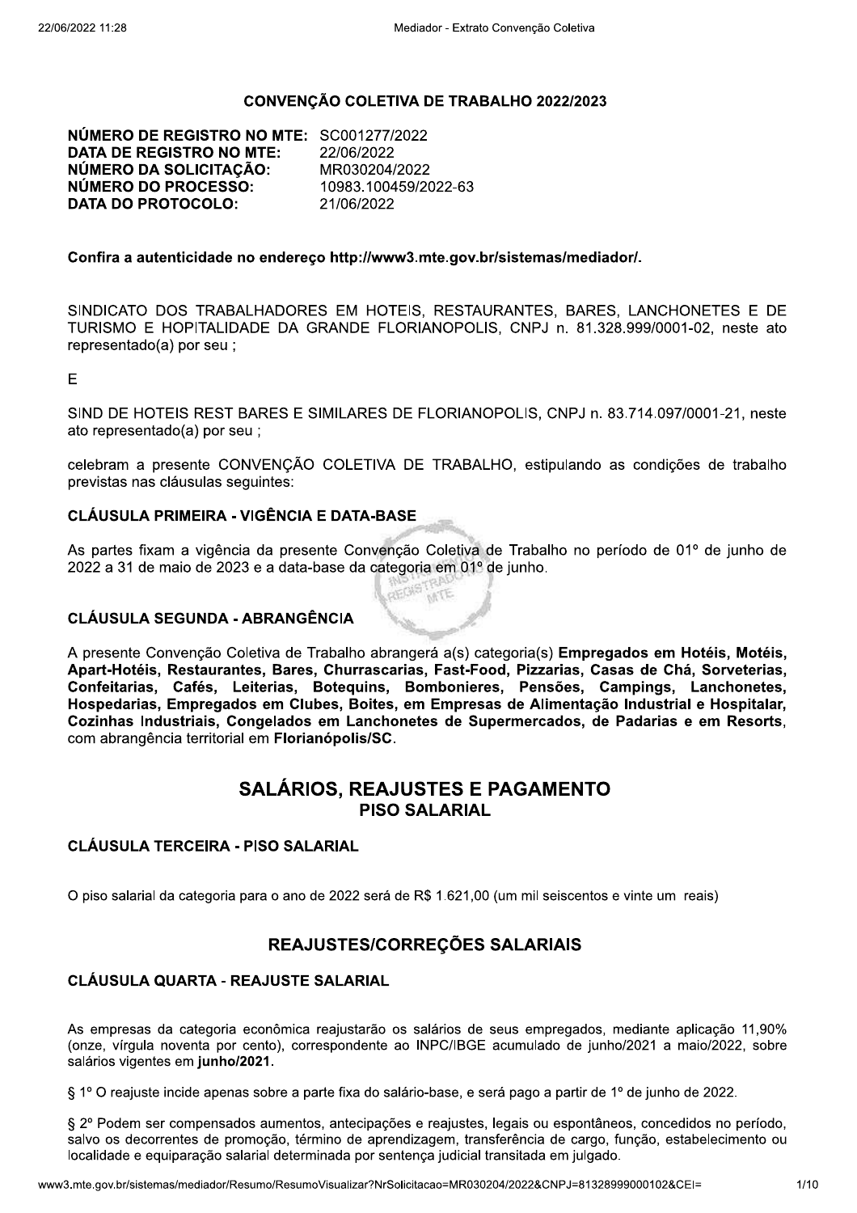# CONVENÇÃO COLETIVA DE TRABALHO 2022/2023

**NÚMERO DE REGISTRO NO MTE:** SC001277/2022
**DATA DE REGISTRO NO MTE:** 22/06/2022
**NÚMERO DA SOLICITAÇÃO:** MR030204/2022
**NÚMERO DO PROCESSO:** 10983.100459/2022-63
**DATA DO PROTOCOLO:** 21/06/2022

**Confira a autenticidade no endereço http://www3.mte.gov.br/sistemas/mediador/.**

SINDICATO DOS TRABALHADORES EM HOTEIS, RESTAURANTES, BARES, LANCHONETES E DE TURISMO E HOPITALIDADE DA GRANDE FLORIANOPOLIS, CNPJ n. 81.328.999/0001-02, neste ato representado(a) por seu ;

E

SIND DE HOTEIS REST BARES E SIMILARES DE FLORIANOPOLIS, CNPJ n. 83.714.097/0001-21, neste ato representado(a) por seu ;

celebram a presente CONVENÇÃO COLETIVA DE TRABALHO, estipulando as condições de trabalho previstas nas cláusulas seguintes:

### CLÁUSULA PRIMEIRA - VIGÊNCIA E DATA-BASE

As partes fixam a vigência da presente Convenção Coletiva de Trabalho no período de 01º de junho de 2022 a 31 de maio de 2023 e a data-base da categoria em 01º de junho.

### CLÁUSULA SEGUNDA - ABRANGÊNCIA

A presente Convenção Coletiva de Trabalho abrangerá a(s) categoria(s) **Empregados em Hotéis, Motéis, Apart-Hotéis, Restaurantes, Bares, Churrascarias, Fast-Food, Pizzarias, Casas de Chá, Sorveterias, Confeitarias, Cafés, Leiterias, Botequins, Bombonieres, Pensões, Campings, Lanchonetes, Hospedarias, Empregados em Clubes, Boites, em Empresas de Alimentação Industrial e Hospitalar, Cozinhas Industriais, Congelados em Lanchonetes de Supermercados, de Padarias e em Resorts**, com abrangência territorial em **Florianópolis/SC**.

## SALÁRIOS, REAJUSTES E PAGAMENTO

## PISO SALARIAL

### CLÁUSULA TERCEIRA - PISO SALARIAL

O piso salarial da categoria para o ano de 2022 será de R$ 1.621,00 (um mil seiscentos e vinte um reais)

## REAJUSTES/CORREÇÕES SALARIAIS

### CLÁUSULA QUARTA - REAJUSTE SALARIAL

As empresas da categoria econômica reajustarão os salários de seus empregados, mediante aplicação 11,90% (onze, vírgula noventa por cento), correspondente ao INPC/IBGE acumulado de junho/2021 a maio/2022, sobre salários vigentes em **junho/2021.**

§ 1º O reajuste incide apenas sobre a parte fixa do salário-base, e será pago a partir de 1º de junho de 2022.

§ 2º Podem ser compensados aumentos, antecipações e reajustes, legais ou espontâneos, concedidos no período, salvo os decorrentes de promoção, término de aprendizagem, transferência de cargo, função, estabelecimento ou localidade e equiparação salarial determinada por sentença judicial transitada em julgado.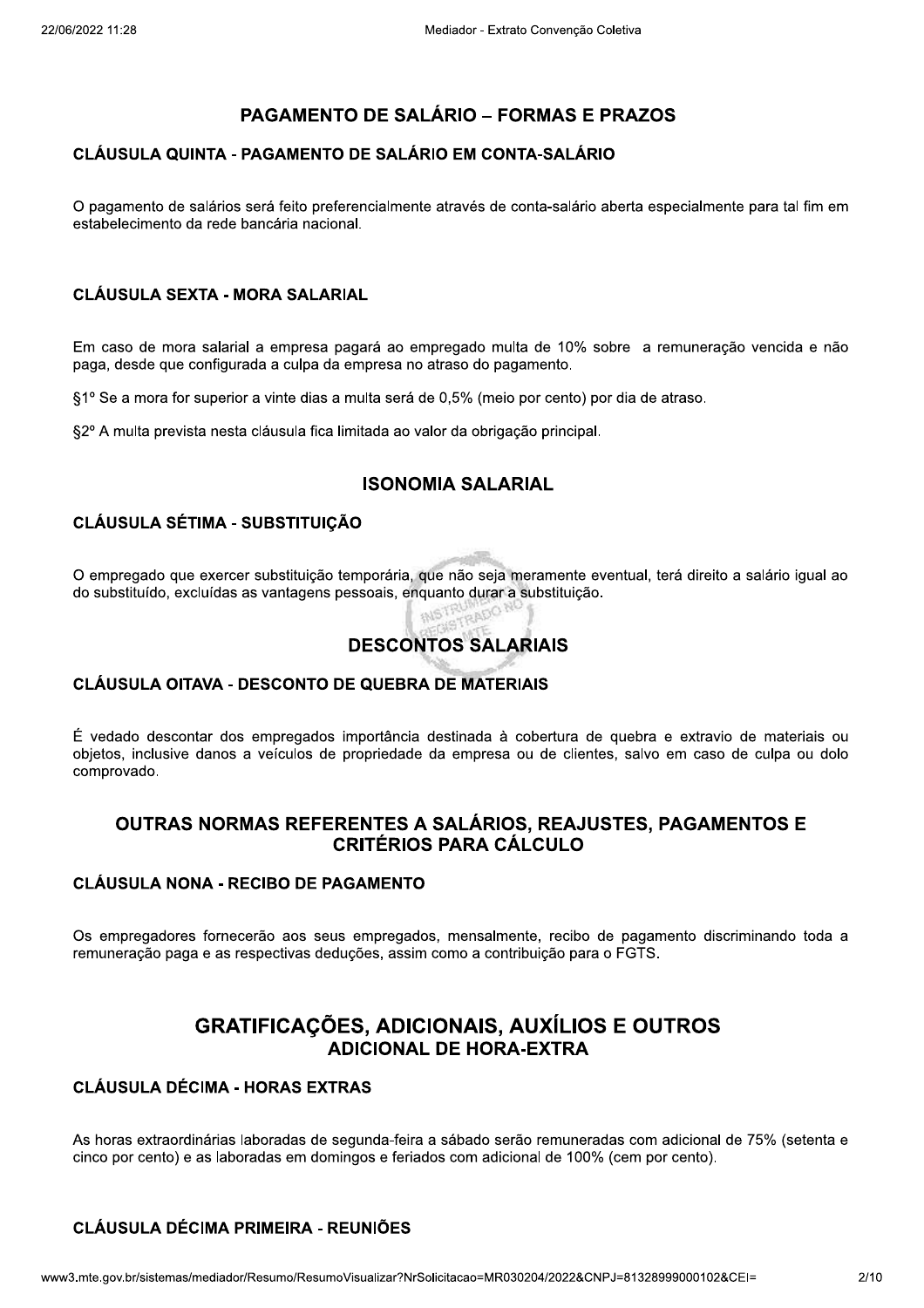## PAGAMENTO DE SALÁRIO – FORMAS E PRAZOS

### CLÁUSULA QUINTA - PAGAMENTO DE SALÁRIO EM CONTA-SALÁRIO

O pagamento de salários será feito preferencialmente através de conta-salário aberta especialmente para tal fim em estabelecimento da rede bancária nacional.

### CLÁUSULA SEXTA - MORA SALARIAL

Em caso de mora salarial a empresa pagará ao empregado multa de 10% sobre a remuneração vencida e não paga, desde que configurada a culpa da empresa no atraso do pagamento.

§1º Se a mora for superior a vinte dias a multa será de 0,5% (meio por cento) por dia de atraso.

§2º A multa prevista nesta cláusula fica limitada ao valor da obrigação principal.

## ISONOMIA SALARIAL

### CLÁUSULA SÉTIMA - SUBSTITUIÇÃO

O empregado que exercer substituição temporária, que não seja meramente eventual, terá direito a salário igual ao do substituído, excluídas as vantagens pessoais, enquanto durar a substituição.

## DESCONTOS SALARIAIS

### CLÁUSULA OITAVA - DESCONTO DE QUEBRA DE MATERIAIS

É vedado descontar dos empregados importância destinada à cobertura de quebra e extravio de materiais ou objetos, inclusive danos a veículos de propriedade da empresa ou de clientes, salvo em caso de culpa ou dolo comprovado.

## OUTRAS NORMAS REFERENTES A SALÁRIOS, REAJUSTES, PAGAMENTOS E CRITÉRIOS PARA CÁLCULO

### CLÁUSULA NONA - RECIBO DE PAGAMENTO

Os empregadores fornecerão aos seus empregados, mensalmente, recibo de pagamento discriminando toda a remuneração paga e as respectivas deduções, assim como a contribuição para o FGTS.

## GRATIFICAÇÕES, ADICIONAIS, AUXÍLIOS E OUTROS

## ADICIONAL DE HORA-EXTRA

### CLÁUSULA DÉCIMA - HORAS EXTRAS

As horas extraordinárias laboradas de segunda-feira a sábado serão remuneradas com adicional de 75% (setenta e cinco por cento) e as laboradas em domingos e feriados com adicional de 100% (cem por cento).

### CLÁUSULA DÉCIMA PRIMEIRA - REUNIÕES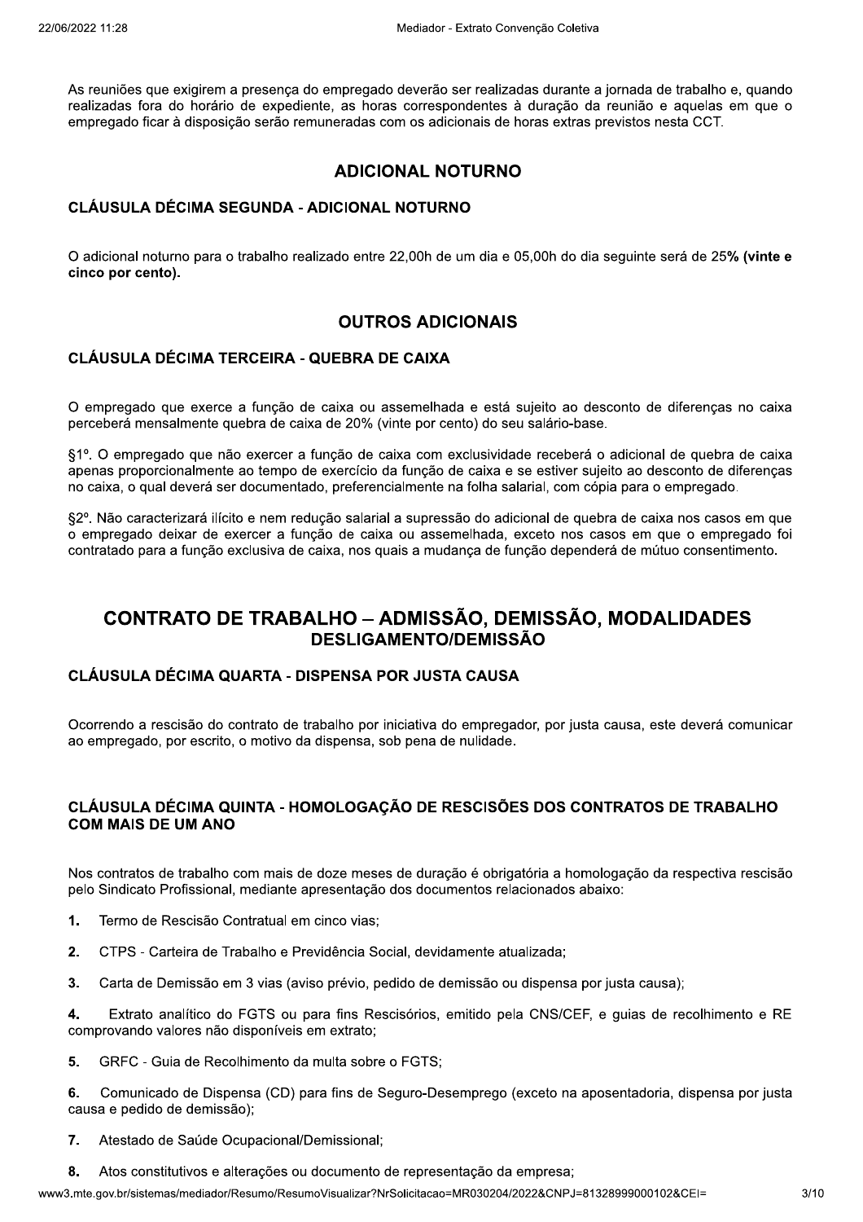As reuniões que exigirem a presença do empregado deverão ser realizadas durante a jornada de trabalho e, quando realizadas fora do horário de expediente, as horas correspondentes à duração da reunião e aquelas em que o empregado ficar à disposição serão remuneradas com os adicionais de horas extras previstos nesta CCT.

## ADICIONAL NOTURNO

### CLÁUSULA DÉCIMA SEGUNDA - ADICIONAL NOTURNO

O adicional noturno para o trabalho realizado entre 22,00h de um dia e 05,00h do dia seguinte será de 25**% (vinte e cinco por cento).**

## OUTROS ADICIONAIS

### CLÁUSULA DÉCIMA TERCEIRA - QUEBRA DE CAIXA

O empregado que exerce a função de caixa ou assemelhada e está sujeito ao desconto de diferenças no caixa perceberá mensalmente quebra de caixa de 20% (vinte por cento) do seu salário-base.

§1º. O empregado que não exercer a função de caixa com exclusividade receberá o adicional de quebra de caixa apenas proporcionalmente ao tempo de exercício da função de caixa e se estiver sujeito ao desconto de diferenças no caixa, o qual deverá ser documentado, preferencialmente na folha salarial, com cópia para o empregado.

§2º. Não caracterizará ilícito e nem redução salarial a supressão do adicional de quebra de caixa nos casos em que o empregado deixar de exercer a função de caixa ou assemelhada, exceto nos casos em que o empregado foi contratado para a função exclusiva de caixa, nos quais a mudança de função dependerá de mútuo consentimento.

# CONTRATO DE TRABALHO – ADMISSÃO, DEMISSÃO, MODALIDADES

## DESLIGAMENTO/DEMISSÃO

### CLÁUSULA DÉCIMA QUARTA - DISPENSA POR JUSTA CAUSA

Ocorrendo a rescisão do contrato de trabalho por iniciativa do empregador, por justa causa, este deverá comunicar ao empregado, por escrito, o motivo da dispensa, sob pena de nulidade.

### CLÁUSULA DÉCIMA QUINTA - HOMOLOGAÇÃO DE RESCISÕES DOS CONTRATOS DE TRABALHO COM MAIS DE UM ANO

Nos contratos de trabalho com mais de doze meses de duração é obrigatória a homologação da respectiva rescisão pelo Sindicato Profissional, mediante apresentação dos documentos relacionados abaixo:

1. Termo de Rescisão Contratual em cinco vias;
2. CTPS - Carteira de Trabalho e Previdência Social, devidamente atualizada;
3. Carta de Demissão em 3 vias (aviso prévio, pedido de demissão ou dispensa por justa causa);
4. Extrato analítico do FGTS ou para fins Rescisórios, emitido pela CNS/CEF, e guias de recolhimento e RE comprovando valores não disponíveis em extrato;
5. GRFC - Guia de Recolhimento da multa sobre o FGTS;
6. Comunicado de Dispensa (CD) para fins de Seguro-Desemprego (exceto na aposentadoria, dispensa por justa causa e pedido de demissão);
7. Atestado de Saúde Ocupacional/Demissional;
8. Atos constitutivos e alterações ou documento de representação da empresa;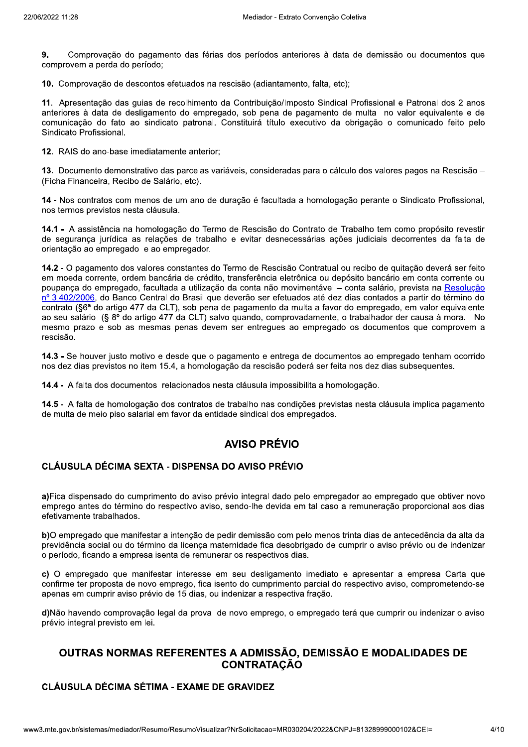**9.** Comprovação do pagamento das férias dos períodos anteriores à data de demissão ou documentos que comprovem a perda do período;

**10.** Comprovação de descontos efetuados na rescisão (adiantamento, falta, etc);

**11.** Apresentação das guias de recolhimento da Contribuição/Imposto Sindical Profissional e Patronal dos 2 anos anteriores à data de desligamento do empregado, sob pena de pagamento de multa no valor equivalente e de comunicação do fato ao sindicato patronal. Constituirá título executivo da obrigação o comunicado feito pelo Sindicato Profissional.

**12.** RAIS do ano-base imediatamente anterior;

**13.** Documento demonstrativo das parcelas variáveis, consideradas para o cálculo dos valores pagos na Rescisão – (Ficha Financeira, Recibo de Salário, etc).

**14 -** Nos contratos com menos de um ano de duração é facultada a homologação perante o Sindicato Profissional, nos termos previstos nesta cláusula.

**14.1 -** A assistência na homologação do Termo de Rescisão do Contrato de Trabalho tem como propósito revestir de segurança jurídica as relações de trabalho e evitar desnecessárias ações judiciais decorrentes da falta de orientação ao empregado e ao empregador.

**14.2 -** O pagamento dos valores constantes do Termo de Rescisão Contratual ou recibo de quitação deverá ser feito em moeda corrente, ordem bancária de crédito, transferência eletrônica ou depósito bancário em conta corrente ou poupança do empregado, facultada a utilização da conta não movimentável – conta salário, prevista na Resolução nº 3.402/2006, do Banco Central do Brasil que deverão ser efetuados até dez dias contados a partir do término do contrato (§6ª do artigo 477 da CLT), sob pena de pagamento da multa a favor do empregado, em valor equivalente ao seu salário (§ 8º do artigo 477 da CLT) salvo quando, comprovadamente, o trabalhador der causa à mora. No mesmo prazo e sob as mesmas penas devem ser entregues ao empregado os documentos que comprovem a rescisão.

**14.3 -** Se houver justo motivo e desde que o pagamento e entrega de documentos ao empregado tenham ocorrido nos dez dias previstos no item 15.4, a homologação da rescisão poderá ser feita nos dez dias subsequentes.

**14.4 -** A falta dos documentos relacionados nesta cláusula impossibilita a homologação.

**14.5 -** A falta de homologação dos contratos de trabalho nas condições previstas nesta cláusula implica pagamento de multa de meio piso salarial em favor da entidade sindical dos empregados.

## AVISO PRÉVIO

### CLÁUSULA DÉCIMA SEXTA - DISPENSA DO AVISO PRÉVIO

**a)** Fica dispensado do cumprimento do aviso prévio integral dado pelo empregador ao empregado que obtiver novo emprego antes do término do respectivo aviso, sendo-lhe devida em tal caso a remuneração proporcional aos dias efetivamente trabalhados.

**b)** O empregado que manifestar a intenção de pedir demissão com pelo menos trinta dias de antecedência da alta da previdência social ou do término da licença maternidade fica desobrigado de cumprir o aviso prévio ou de indenizar o período, ficando a empresa isenta de remunerar os respectivos dias.

**c)** O empregado que manifestar interesse em seu desligamento imediato e apresentar a empresa Carta que confirme ter proposta de novo emprego, fica isento do cumprimento parcial do respectivo aviso, comprometendo-se apenas em cumprir aviso prévio de 15 dias, ou indenizar a respectiva fração.

**d)** Não havendo comprovação legal da prova de novo emprego, o empregado terá que cumprir ou indenizar o aviso prévio integral previsto em lei.

## OUTRAS NORMAS REFERENTES A ADMISSÃO, DEMISSÃO E MODALIDADES DE CONTRATAÇÃO

### CLÁUSULA DÉCIMA SÉTIMA - EXAME DE GRAVIDEZ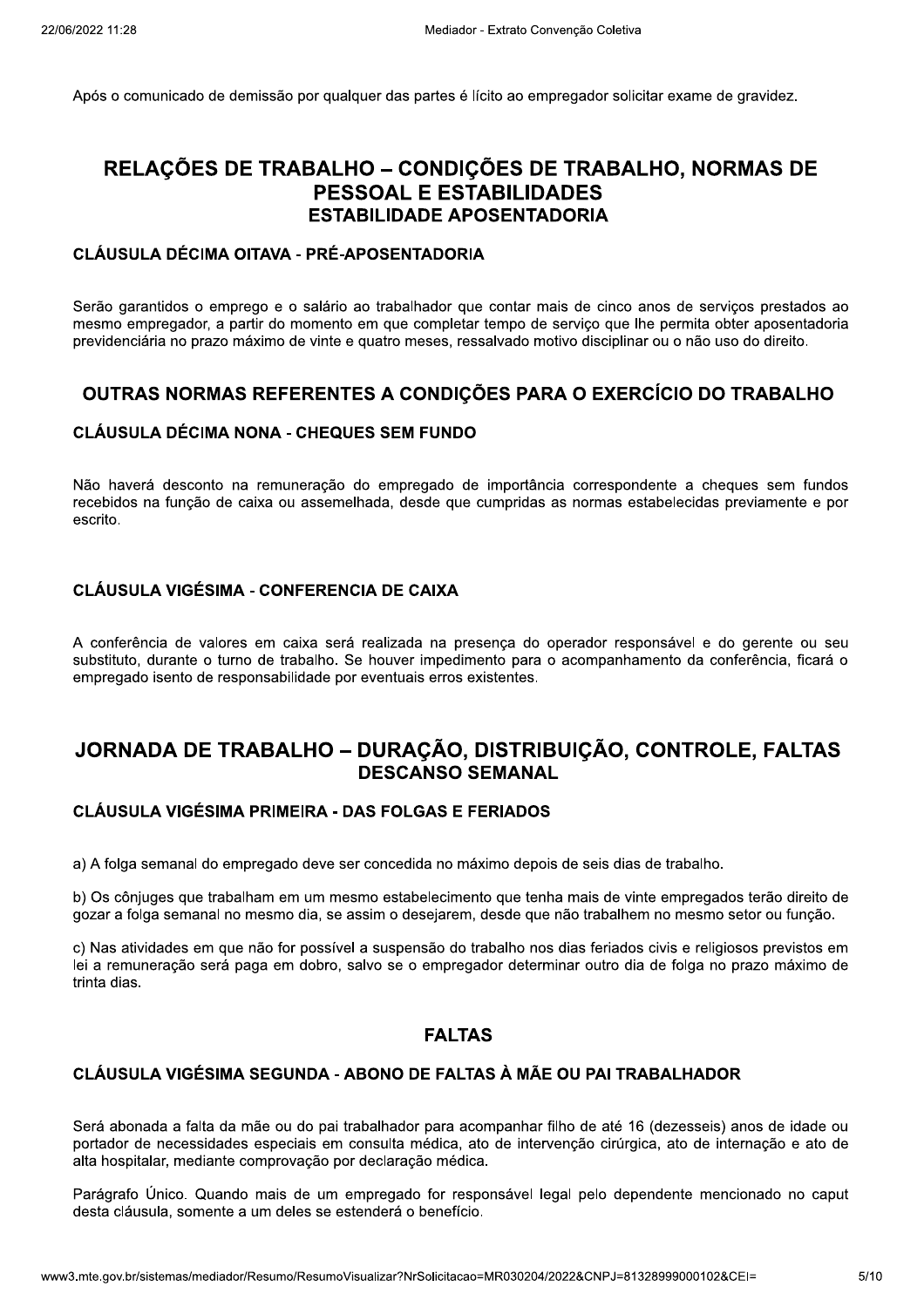Após o comunicado de demissão por qualquer das partes é lícito ao empregador solicitar exame de gravidez.

# RELAÇÕES DE TRABALHO – CONDIÇÕES DE TRABALHO, NORMAS DE PESSOAL E ESTABILIDADES

## ESTABILIDADE APOSENTADORIA

### CLÁUSULA DÉCIMA OITAVA - PRÉ-APOSENTADORIA

Serão garantidos o emprego e o salário ao trabalhador que contar mais de cinco anos de serviços prestados ao mesmo empregador, a partir do momento em que completar tempo de serviço que lhe permita obter aposentadoria previdenciária no prazo máximo de vinte e quatro meses, ressalvado motivo disciplinar ou o não uso do direito.

## OUTRAS NORMAS REFERENTES A CONDIÇÕES PARA O EXERCÍCIO DO TRABALHO

### CLÁUSULA DÉCIMA NONA - CHEQUES SEM FUNDO

Não haverá desconto na remuneração do empregado de importância correspondente a cheques sem fundos recebidos na função de caixa ou assemelhada, desde que cumpridas as normas estabelecidas previamente e por escrito.

### CLÁUSULA VIGÉSIMA - CONFERENCIA DE CAIXA

A conferência de valores em caixa será realizada na presença do operador responsável e do gerente ou seu substituto, durante o turno de trabalho. Se houver impedimento para o acompanhamento da conferência, ficará o empregado isento de responsabilidade por eventuais erros existentes.

# JORNADA DE TRABALHO – DURAÇÃO, DISTRIBUIÇÃO, CONTROLE, FALTAS

## DESCANSO SEMANAL

### CLÁUSULA VIGÉSIMA PRIMEIRA - DAS FOLGAS E FERIADOS

a) A folga semanal do empregado deve ser concedida no máximo depois de seis dias de trabalho.

b) Os cônjuges que trabalham em um mesmo estabelecimento que tenha mais de vinte empregados terão direito de gozar a folga semanal no mesmo dia, se assim o desejarem, desde que não trabalhem no mesmo setor ou função.

c) Nas atividades em que não for possível a suspensão do trabalho nos dias feriados civis e religiosos previstos em lei a remuneração será paga em dobro, salvo se o empregador determinar outro dia de folga no prazo máximo de trinta dias.

## FALTAS

### CLÁUSULA VIGÉSIMA SEGUNDA - ABONO DE FALTAS À MÃE OU PAI TRABALHADOR

Será abonada a falta da mãe ou do pai trabalhador para acompanhar filho de até 16 (dezesseis) anos de idade ou portador de necessidades especiais em consulta médica, ato de intervenção cirúrgica, ato de internação e ato de alta hospitalar, mediante comprovação por declaração médica.

Parágrafo Único. Quando mais de um empregado for responsável legal pelo dependente mencionado no caput desta cláusula, somente a um deles se estenderá o benefício.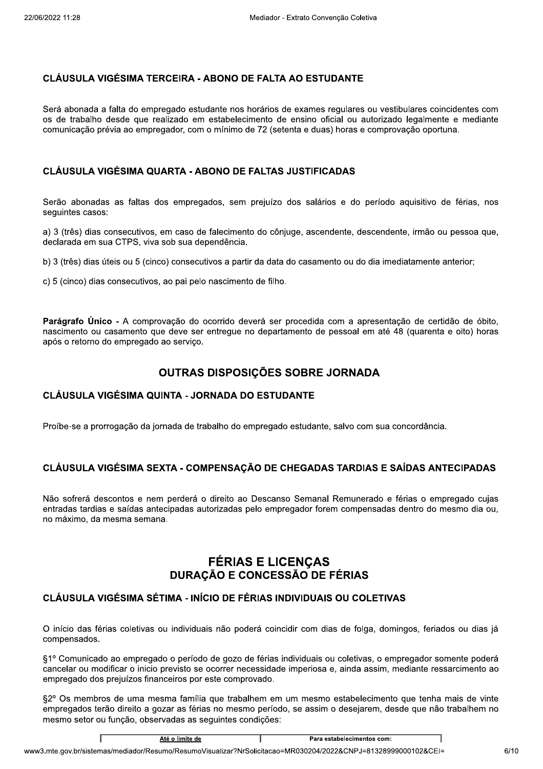### CLÁUSULA VIGÉSIMA TERCEIRA - ABONO DE FALTA AO ESTUDANTE

Será abonada a falta do empregado estudante nos horários de exames regulares ou vestibulares coincidentes com os de trabalho desde que realizado em estabelecimento de ensino oficial ou autorizado legalmente e mediante comunicação prévia ao empregador, com o mínimo de 72 (setenta e duas) horas e comprovação oportuna.

### CLÁUSULA VIGÉSIMA QUARTA - ABONO DE FALTAS JUSTIFICADAS

Serão abonadas as faltas dos empregados, sem prejuízo dos salários e do período aquisitivo de férias, nos seguintes casos:

a) 3 (três) dias consecutivos, em caso de falecimento do cônjuge, ascendente, descendente, irmão ou pessoa que, declarada em sua CTPS, viva sob sua dependência.

b) 3 (três) dias úteis ou 5 (cinco) consecutivos a partir da data do casamento ou do dia imediatamente anterior;

c) 5 (cinco) dias consecutivos, ao pai pelo nascimento de filho.

**Parágrafo Único** - A comprovação do ocorrido deverá ser procedida com a apresentação de certidão de óbito, nascimento ou casamento que deve ser entregue no departamento de pessoal em até 48 (quarenta e oito) horas após o retorno do empregado ao serviço.

## OUTRAS DISPOSIÇÕES SOBRE JORNADA

### CLÁUSULA VIGÉSIMA QUINTA - JORNADA DO ESTUDANTE

Proíbe-se a prorrogação da jornada de trabalho do empregado estudante, salvo com sua concordância.

### CLÁUSULA VIGÉSIMA SEXTA - COMPENSAÇÃO DE CHEGADAS TARDIAS E SAÍDAS ANTECIPADAS

Não sofrerá descontos e nem perderá o direito ao Descanso Semanal Remunerado e férias o empregado cujas entradas tardias e saídas antecipadas autorizadas pelo empregador forem compensadas dentro do mesmo dia ou, no máximo, da mesma semana.

# FÉRIAS E LICENÇAS
## DURAÇÃO E CONCESSÃO DE FÉRIAS

### CLÁUSULA VIGÉSIMA SÉTIMA - INÍCIO DE FÉRIAS INDIVIDUAIS OU COLETIVAS

O início das férias coletivas ou individuais não poderá coincidir com dias de folga, domingos, feriados ou dias já compensados.

§1º Comunicado ao empregado o período de gozo de férias individuais ou coletivas, o empregador somente poderá cancelar ou modificar o inicio previsto se ocorrer necessidade imperiosa e, ainda assim, mediante ressarcimento ao empregado dos prejuízos financeiros por este comprovado.

§2º Os membros de uma mesma família que trabalhem em um mesmo estabelecimento que tenha mais de vinte empregados terão direito a gozar as férias no mesmo período, se assim o desejarem, desde que não trabalhem no mesmo setor ou função, observadas as seguintes condições:

| Até o limite de | Para estabelecimentos com: |
|---|---|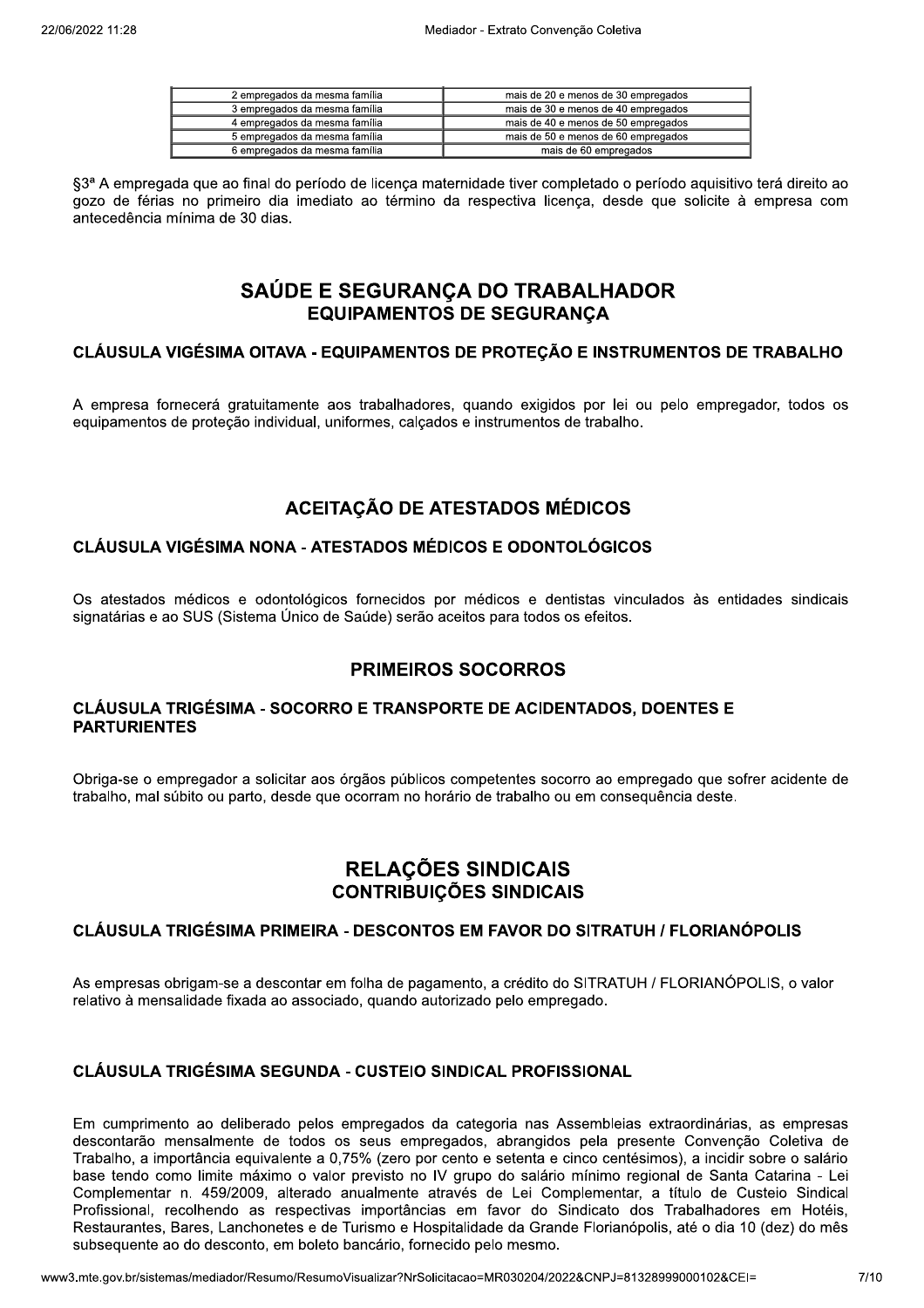| 2 empregados da mesma família | mais de 20 e menos de 30 empregados |
|---|---|
| 3 empregados da mesma família | mais de 30 e menos de 40 empregados |
| 4 empregados da mesma família | mais de 40 e menos de 50 empregados |
| 5 empregados da mesma família | mais de 50 e menos de 60 empregados |
| 6 empregados da mesma família | mais de 60 empregados |

§3ª A empregada que ao final do período de licença maternidade tiver completado o período aquisitivo terá direito ao gozo de férias no primeiro dia imediato ao término da respectiva licença, desde que solicite à empresa com antecedência mínima de 30 dias.

# SAÚDE E SEGURANÇA DO TRABALHADOR

## EQUIPAMENTOS DE SEGURANÇA

### CLÁUSULA VIGÉSIMA OITAVA - EQUIPAMENTOS DE PROTEÇÃO E INSTRUMENTOS DE TRABALHO

A empresa fornecerá gratuitamente aos trabalhadores, quando exigidos por lei ou pelo empregador, todos os equipamentos de proteção individual, uniformes, calçados e instrumentos de trabalho.

## ACEITAÇÃO DE ATESTADOS MÉDICOS

### CLÁUSULA VIGÉSIMA NONA - ATESTADOS MÉDICOS E ODONTOLÓGICOS

Os atestados médicos e odontológicos fornecidos por médicos e dentistas vinculados às entidades sindicais signatárias e ao SUS (Sistema Único de Saúde) serão aceitos para todos os efeitos.

## PRIMEIROS SOCORROS

### CLÁUSULA TRIGÉSIMA - SOCORRO E TRANSPORTE DE ACIDENTADOS, DOENTES E PARTURIENTES

Obriga-se o empregador a solicitar aos órgãos públicos competentes socorro ao empregado que sofrer acidente de trabalho, mal súbito ou parto, desde que ocorram no horário de trabalho ou em consequência deste.

# RELAÇÕES SINDICAIS

## CONTRIBUIÇÕES SINDICAIS

### CLÁUSULA TRIGÉSIMA PRIMEIRA - DESCONTOS EM FAVOR DO SITRATUH / FLORIANÓPOLIS

As empresas obrigam-se a descontar em folha de pagamento, a crédito do SITRATUH / FLORIANÓPOLIS, o valor relativo à mensalidade fixada ao associado, quando autorizado pelo empregado.

### CLÁUSULA TRIGÉSIMA SEGUNDA - CUSTEIO SINDICAL PROFISSIONAL

Em cumprimento ao deliberado pelos empregados da categoria nas Assembleias extraordinárias, as empresas descontarão mensalmente de todos os seus empregados, abrangidos pela presente Convenção Coletiva de Trabalho, a importância equivalente a 0,75% (zero por cento e setenta e cinco centésimos), a incidir sobre o salário base tendo como limite máximo o valor previsto no IV grupo do salário mínimo regional de Santa Catarina - Lei Complementar n. 459/2009, alterado anualmente através de Lei Complementar, a título de Custeio Sindical Profissional, recolhendo as respectivas importâncias em favor do Sindicato dos Trabalhadores em Hotéis, Restaurantes, Bares, Lanchonetes e de Turismo e Hospitalidade da Grande Florianópolis, até o dia 10 (dez) do mês subsequente ao do desconto, em boleto bancário, fornecido pelo mesmo.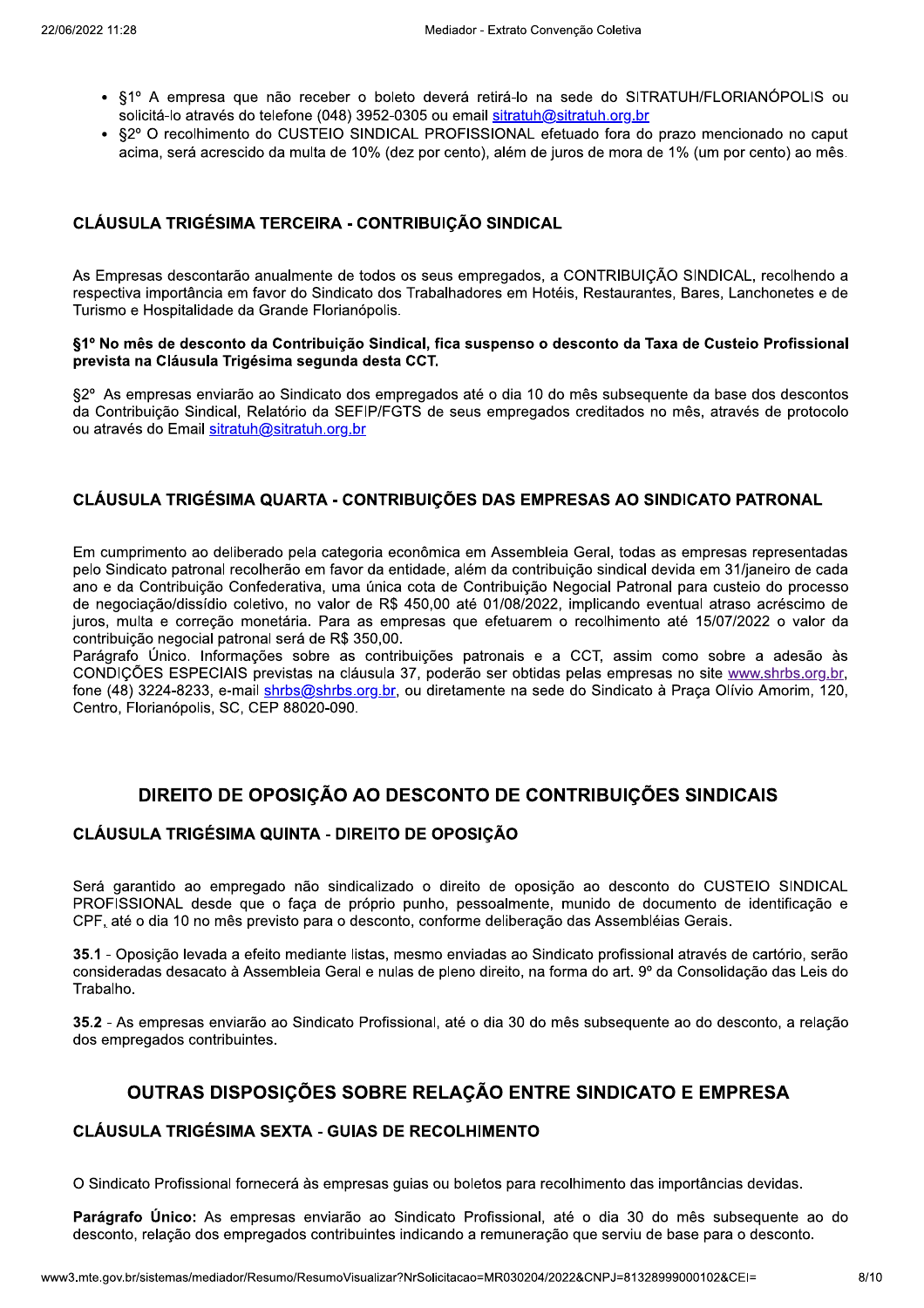- §1º A empresa que não receber o boleto deverá retirá-lo na sede do SITRATUH/FLORIANÓPOLIS ou solicitá-lo através do telefone (048) 3952-0305 ou email sitratuh@sitratuh.org.br
- §2º O recolhimento do CUSTEIO SINDICAL PROFISSIONAL efetuado fora do prazo mencionado no caput acima, será acrescido da multa de 10% (dez por cento), além de juros de mora de 1% (um por cento) ao mês.

### CLÁUSULA TRIGÉSIMA TERCEIRA - CONTRIBUIÇÃO SINDICAL

As Empresas descontarão anualmente de todos os seus empregados, a CONTRIBUIÇÃO SINDICAL, recolhendo a respectiva importância em favor do Sindicato dos Trabalhadores em Hotéis, Restaurantes, Bares, Lanchonetes e de Turismo e Hospitalidade da Grande Florianópolis.

**§1º No mês de desconto da Contribuição Sindical, fica suspenso o desconto da Taxa de Custeio Profissional prevista na Cláusula Trigésima segunda desta CCT.**

§2º As empresas enviarão ao Sindicato dos empregados até o dia 10 do mês subsequente da base dos descontos da Contribuição Sindical, Relatório da SEFIP/FGTS de seus empregados creditados no mês, através de protocolo ou através do Email sitratuh@sitratuh.org.br

### CLÁUSULA TRIGÉSIMA QUARTA - CONTRIBUIÇÕES DAS EMPRESAS AO SINDICATO PATRONAL

Em cumprimento ao deliberado pela categoria econômica em Assembleia Geral, todas as empresas representadas pelo Sindicato patronal recolherão em favor da entidade, além da contribuição sindical devida em 31/janeiro de cada ano e da Contribuição Confederativa, uma única cota de Contribuição Negocial Patronal para custeio do processo de negociação/dissídio coletivo, no valor de R$ 450,00 até 01/08/2022, implicando eventual atraso acréscimo de juros, multa e correção monetária. Para as empresas que efetuarem o recolhimento até 15/07/2022 o valor da contribuição negocial patronal será de R$ 350,00.

Parágrafo Único. Informações sobre as contribuições patronais e a CCT, assim como sobre a adesão às CONDIÇÕES ESPECIAIS previstas na cláusula 37, poderão ser obtidas pelas empresas no site www.shrbs.org.br, fone (48) 3224-8233, e-mail shrbs@shrbs.org.br, ou diretamente na sede do Sindicato à Praça Olívio Amorim, 120, Centro, Florianópolis, SC, CEP 88020-090.

## DIREITO DE OPOSIÇÃO AO DESCONTO DE CONTRIBUIÇÕES SINDICAIS

### CLÁUSULA TRIGÉSIMA QUINTA - DIREITO DE OPOSIÇÃO

Será garantido ao empregado não sindicalizado o direito de oposição ao desconto do CUSTEIO SINDICAL PROFISSIONAL desde que o faça de próprio punho, pessoalmente, munido de documento de identificação e CPF, até o dia 10 no mês previsto para o desconto, conforme deliberação das Assembléias Gerais.

**35.1** - Oposição levada a efeito mediante listas, mesmo enviadas ao Sindicato profissional através de cartório, serão consideradas desacato à Assembleia Geral e nulas de pleno direito, na forma do art. 9º da Consolidação das Leis do Trabalho.

**35.2** - As empresas enviarão ao Sindicato Profissional, até o dia 30 do mês subsequente ao do desconto, a relação dos empregados contribuintes.

## OUTRAS DISPOSIÇÕES SOBRE RELAÇÃO ENTRE SINDICATO E EMPRESA

### CLÁUSULA TRIGÉSIMA SEXTA - GUIAS DE RECOLHIMENTO

O Sindicato Profissional fornecerá às empresas guias ou boletos para recolhimento das importâncias devidas.

**Parágrafo Único:** As empresas enviarão ao Sindicato Profissional, até o dia 30 do mês subsequente ao do desconto, relação dos empregados contribuintes indicando a remuneração que serviu de base para o desconto.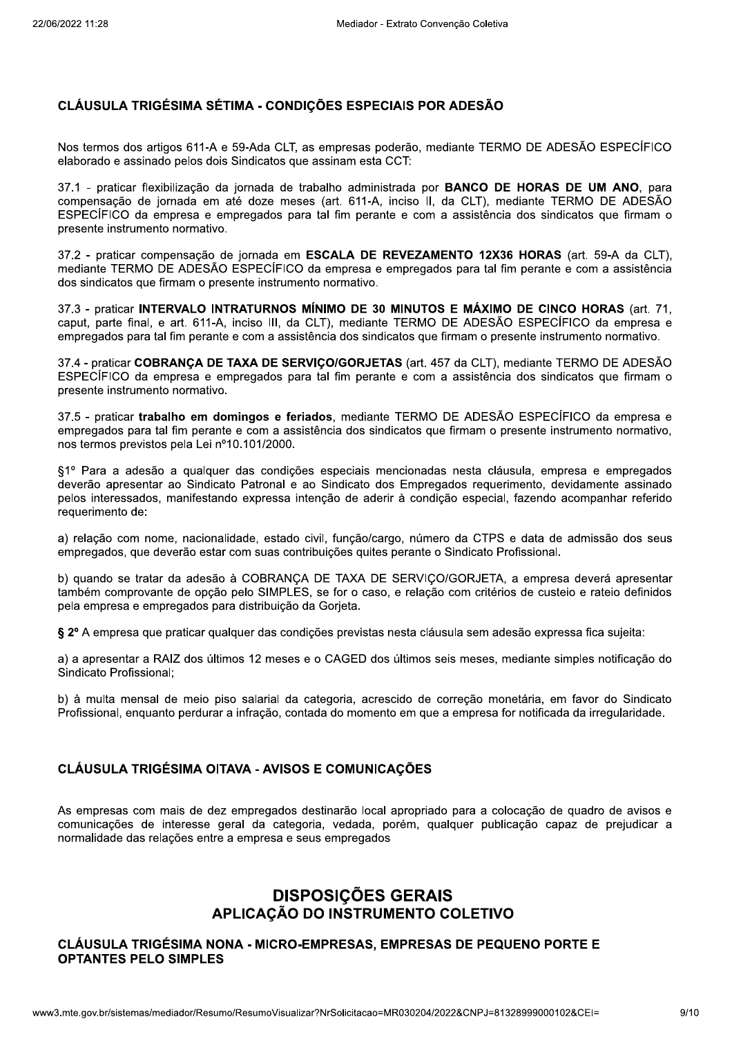## CLÁUSULA TRIGÉSIMA SÉTIMA - CONDIÇÕES ESPECIAIS POR ADESÃO

Nos termos dos artigos 611-A e 59-Ada CLT, as empresas poderão, mediante TERMO DE ADESÃO ESPECÍFICO elaborado e assinado pelos dois Sindicatos que assinam esta CCT:

37.1 - praticar flexibilização da jornada de trabalho administrada por **BANCO DE HORAS DE UM ANO**, para compensação de jornada em até doze meses (art. 611-A, inciso II, da CLT), mediante TERMO DE ADESÃO ESPECÍFICO da empresa e empregados para tal fim perante e com a assistência dos sindicatos que firmam o presente instrumento normativo.

37.2 - praticar compensação de jornada em **ESCALA DE REVEZAMENTO 12X36 HORAS** (art. 59-A da CLT), mediante TERMO DE ADESÃO ESPECÍFICO da empresa e empregados para tal fim perante e com a assistência dos sindicatos que firmam o presente instrumento normativo.

37.3 - praticar **INTERVALO INTRATURNOS MÍNIMO DE 30 MINUTOS E MÁXIMO DE CINCO HORAS** (art. 71, caput, parte final, e art. 611-A, inciso III, da CLT), mediante TERMO DE ADESÃO ESPECÍFICO da empresa e empregados para tal fim perante e com a assistência dos sindicatos que firmam o presente instrumento normativo.

37.4 - praticar **COBRANÇA DE TAXA DE SERVIÇO/GORJETAS** (art. 457 da CLT), mediante TERMO DE ADESÃO ESPECÍFICO da empresa e empregados para tal fim perante e com a assistência dos sindicatos que firmam o presente instrumento normativo.

37.5 - praticar **trabalho em domingos e feriados**, mediante TERMO DE ADESÃO ESPECÍFICO da empresa e empregados para tal fim perante e com a assistência dos sindicatos que firmam o presente instrumento normativo, nos termos previstos pela Lei nº10.101/2000.

§1º Para a adesão a qualquer das condições especiais mencionadas nesta cláusula, empresa e empregados deverão apresentar ao Sindicato Patronal e ao Sindicato dos Empregados requerimento, devidamente assinado pelos interessados, manifestando expressa intenção de aderir à condição especial, fazendo acompanhar referido requerimento de:

a) relação com nome, nacionalidade, estado civil, função/cargo, número da CTPS e data de admissão dos seus empregados, que deverão estar com suas contribuições quites perante o Sindicato Profissional.

b) quando se tratar da adesão à COBRANÇA DE TAXA DE SERVIÇO/GORJETA, a empresa deverá apresentar também comprovante de opção pelo SIMPLES, se for o caso, e relação com critérios de custeio e rateio definidos pela empresa e empregados para distribuição da Gorjeta.

**§ 2º** A empresa que praticar qualquer das condições previstas nesta cláusula sem adesão expressa fica sujeita:

a) a apresentar a RAIZ dos últimos 12 meses e o CAGED dos últimos seis meses, mediante simples notificação do Sindicato Profissional;

b) à multa mensal de meio piso salarial da categoria, acrescido de correção monetária, em favor do Sindicato Profissional, enquanto perdurar a infração, contada do momento em que a empresa for notificada da irregularidade.

## CLÁUSULA TRIGÉSIMA OITAVA - AVISOS E COMUNICAÇÕES

As empresas com mais de dez empregados destinarão local apropriado para a colocação de quadro de avisos e comunicações de interesse geral da categoria, vedada, porém, qualquer publicação capaz de prejudicar a normalidade das relações entre a empresa e seus empregados

# DISPOSIÇÕES GERAIS

## APLICAÇÃO DO INSTRUMENTO COLETIVO

### CLÁUSULA TRIGÉSIMA NONA - MICRO-EMPRESAS, EMPRESAS DE PEQUENO PORTE E OPTANTES PELO SIMPLES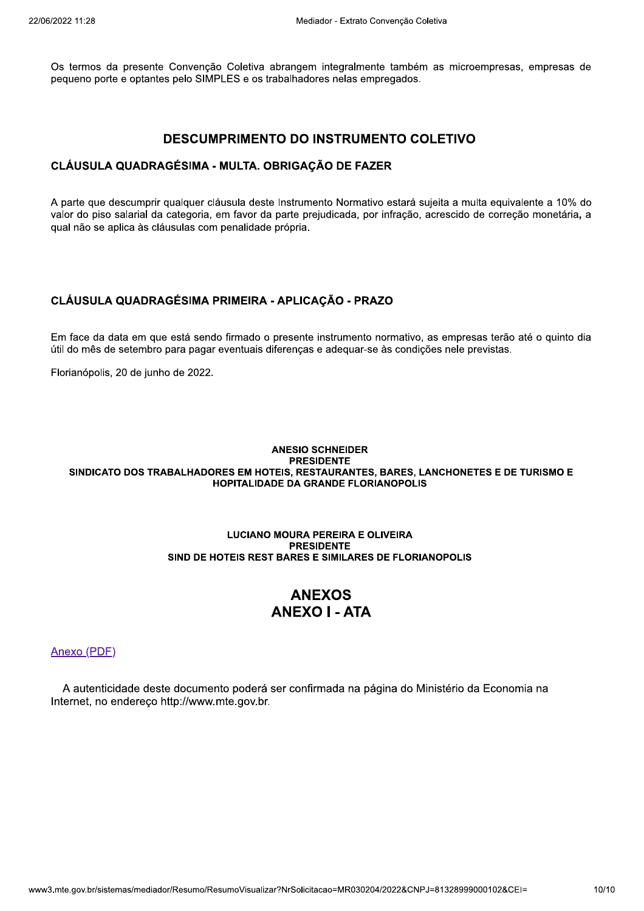Os termos da presente Convenção Coletiva abrangem integralmente também as microempresas, empresas de pequeno porte e optantes pelo SIMPLES e os trabalhadores nelas empregados.

## DESCUMPRIMENTO DO INSTRUMENTO COLETIVO

### CLÁUSULA QUADRAGÉSIMA - MULTA. OBRIGAÇÃO DE FAZER

A parte que descumprir qualquer cláusula deste Instrumento Normativo estará sujeita a multa equivalente a 10% do valor do piso salarial da categoria, em favor da parte prejudicada, por infração, acrescido de correção monetária**,** a qual não se aplica às cláusulas com penalidade própria.

### CLÁUSULA QUADRAGÉSIMA PRIMEIRA - APLICAÇÃO - PRAZO

Em face da data em que está sendo firmado o presente instrumento normativo, as empresas terão até o quinto dia útil do mês de setembro para pagar eventuais diferenças e adequar-se às condições nele previstas.

Florianópolis, 20 de junho de 2022.

**ANESIO SCHNEIDER**
**PRESIDENTE**
**SINDICATO DOS TRABALHADORES EM HOTEIS, RESTAURANTES, BARES, LANCHONETES E DE TURISMO E HOPITALIDADE DA GRANDE FLORIANOPOLIS**

**LUCIANO MOURA PEREIRA E OLIVEIRA**
**PRESIDENTE**
**SIND DE HOTEIS REST BARES E SIMILARES DE FLORIANOPOLIS**

## ANEXOS
## ANEXO I - ATA

Anexo (PDF)

A autenticidade deste documento poderá ser confirmada na página do Ministério da Economia na Internet, no endereço http://www.mte.gov.br.